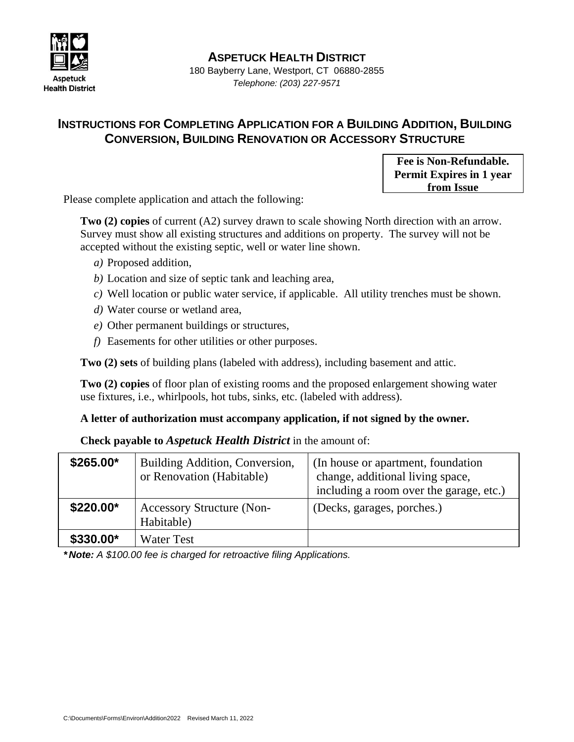Aspetuck Health District

# ASPETUCK HEALTH DISTRICT

180 Bayberry Lane, Westport, CT 06880-2855

*Telephone: (203) 227-9571*

## INSTRUCTIONS FOR COMPLETING APPLICATION FOR A BUILDING ADDITION, BUILDING CONVERSION, BUILDING RENOVATION OR ACCESSORY STRUCTURE

**Fee is Non-Refundable. Permit Expires in 1 year from Issue**

Please complete application and attach the following:

**Two (2) copies** of current (A2) survey drawn to scale showing North direction with an arrow. Survey must show all existing structures and additions on property. The survey will not be accepted without the existing septic, well or water line shown.

- *a)* Proposed addition,
- *b)* Location and size of septic tank and leaching area,
- *c)* Well location or public water service, if applicable. All utility trenches must be shown.
- *d)* Water course or wetland area,
- *e)* Other permanent buildings or structures,
- *f)* Easements for other utilities or other purposes.

**Two (2) sets** of building plans (labeled with address), including basement and attic.

**Two (2) copies** of floor plan of existing rooms and the proposed enlargement showing water use fixtures, i.e., whirlpools, hot tubs, sinks, etc. (labeled with address).

**A letter of authorization must accompany application, if not signed by the owner.**

**Check payable to *Aspetuck Health District*** in the amount of:

| | | |
|---|---|---|
| **$265.00*** | Building Addition, Conversion, or Renovation (Habitable) | (In house or apartment, foundation change, additional living space, including a room over the garage, etc.) |
| **$220.00*** | Accessory Structure (Non-Habitable) | (Decks, garages, porches.) |
| **$330.00*** | Water Test | |

***Note:** *A $100.00 fee is charged for retroactive filing Applications.*

C:\Documents\Forms\Environ\Addition2022 Revised March 11, 2022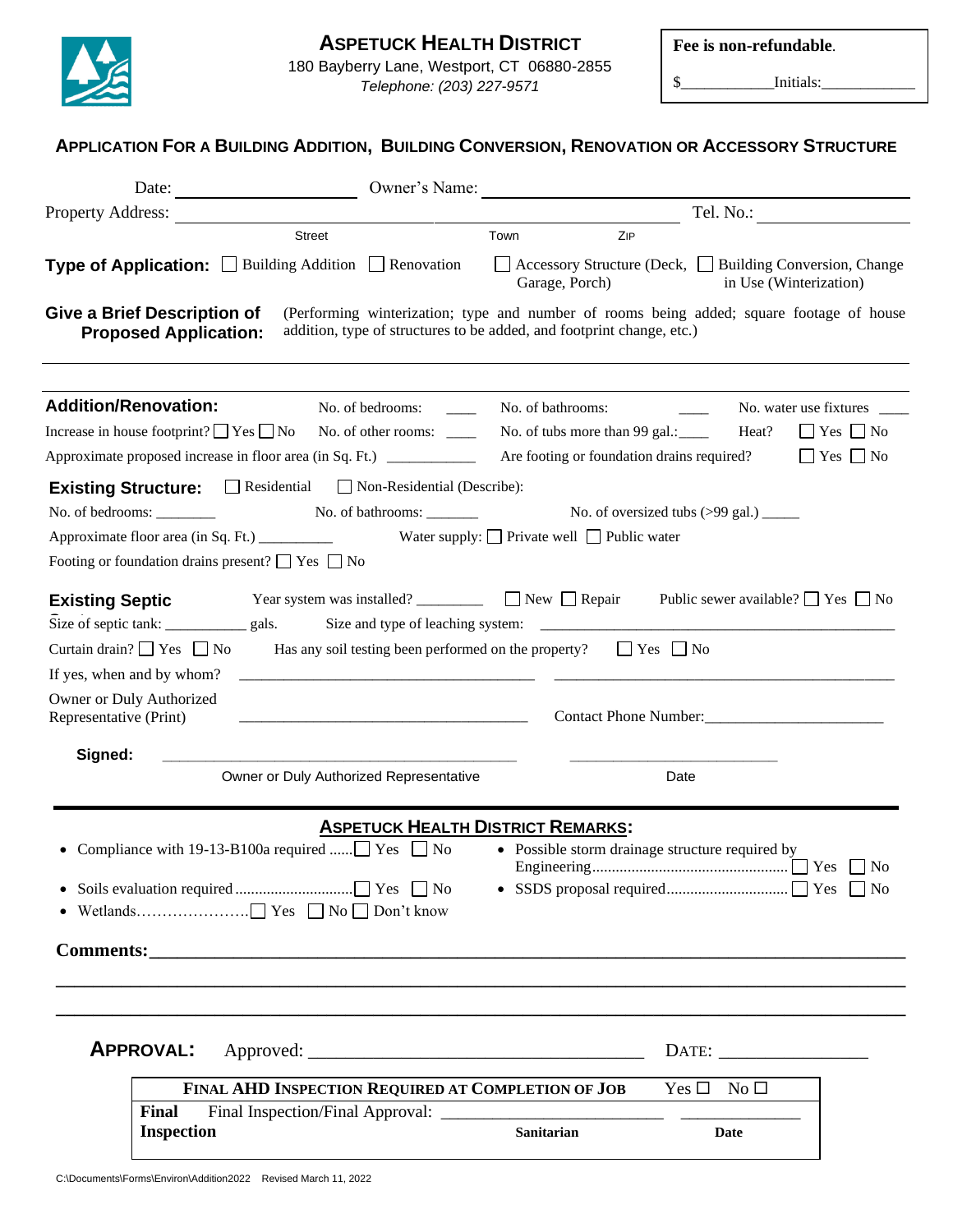# ASPETUCK HEALTH DISTRICT

180 Bayberry Lane, Westport, CT 06880-2855
*Telephone: (203) 227-9571*

**Fee is non-refundable.**

$___________ Initials:___________

## APPLICATION FOR A BUILDING ADDITION, BUILDING CONVERSION, RENOVATION OR ACCESSORY STRUCTURE

Date: ____________________ Owner's Name: ________________________________________

Property Address: ________________________________________ Tel. No.: ________________

Street Town ZIP

**Type of Application:** ☐ Building Addition ☐ Renovation ☐ Accessory Structure (Deck, Garage, Porch) ☐ Building Conversion, Change in Use (Winterization)

**Give a Brief Description of Proposed Application:** (Performing winterization; type and number of rooms being added; square footage of house addition, type of structures to be added, and footprint change, etc.)

________________________________________________________________________________

________________________________________________________________________________

**Addition/Renovation:** No. of bedrooms: ____ No. of bathrooms: ____ No. water use fixtures ____

Increase in house footprint? ☐ Yes ☐ No No. of other rooms: ____ No. of tubs more than 99 gal.:____ Heat? ☐ Yes ☐ No

Approximate proposed increase in floor area (in Sq. Ft.) ___________ Are footing or foundation drains required? ☐ Yes ☐ No

**Existing Structure:** ☐ Residential ☐ Non-Residential (Describe):

No. of bedrooms: ________ No. of bathrooms: _______ No. of oversized tubs (>99 gal.) _____

Approximate floor area (in Sq. Ft.) _________ Water supply: ☐ Private well ☐ Public water

Footing or foundation drains present? ☐ Yes ☐ No

**Existing Septic** Year system was installed? ________ ☐ New ☐ Repair Public sewer available? ☐ Yes ☐ No

Size of septic tank: ___________ gals. Size and type of leaching system: ________________________________

Curtain drain? ☐ Yes ☐ No Has any soil testing been performed on the property? ☐ Yes ☐ No

If yes, when and by whom? ________________________________ ________________________________

Owner or Duly Authorized Representative (Print) ________________________________ Contact Phone Number:______________________

**Signed:** ________________________________________ ________________________

Owner or Duly Authorized Representative Date

## ASPETUCK HEALTH DISTRICT REMARKS:

- Compliance with 19-13-B100a required ...... ☐ Yes ☐ No
- Soils evaluation required .............................. ☐ Yes ☐ No
- Wetlands…………………. ☐ Yes ☐ No ☐ Don't know
- Possible storm drainage structure required by Engineering................................................. ☐ Yes ☐ No
- SSDS proposal required.............................. ☐ Yes ☐ No

**Comments:**________________________________________________________________________

________________________________________________________________________________

________________________________________________________________________________

**APPROVAL:** Approved: ____________________________________ DATE: ________________

| **FINAL AHD INSPECTION REQUIRED AT COMPLETION OF JOB** | Yes ☐ No ☐ |
|---|---|
| **Final Inspection** Final Inspection/Final Approval: _________________________ **Sanitarian** | _____________ **Date** |

C:\Documents\Forms\Environ\Addition2022 Revised March 11, 2022